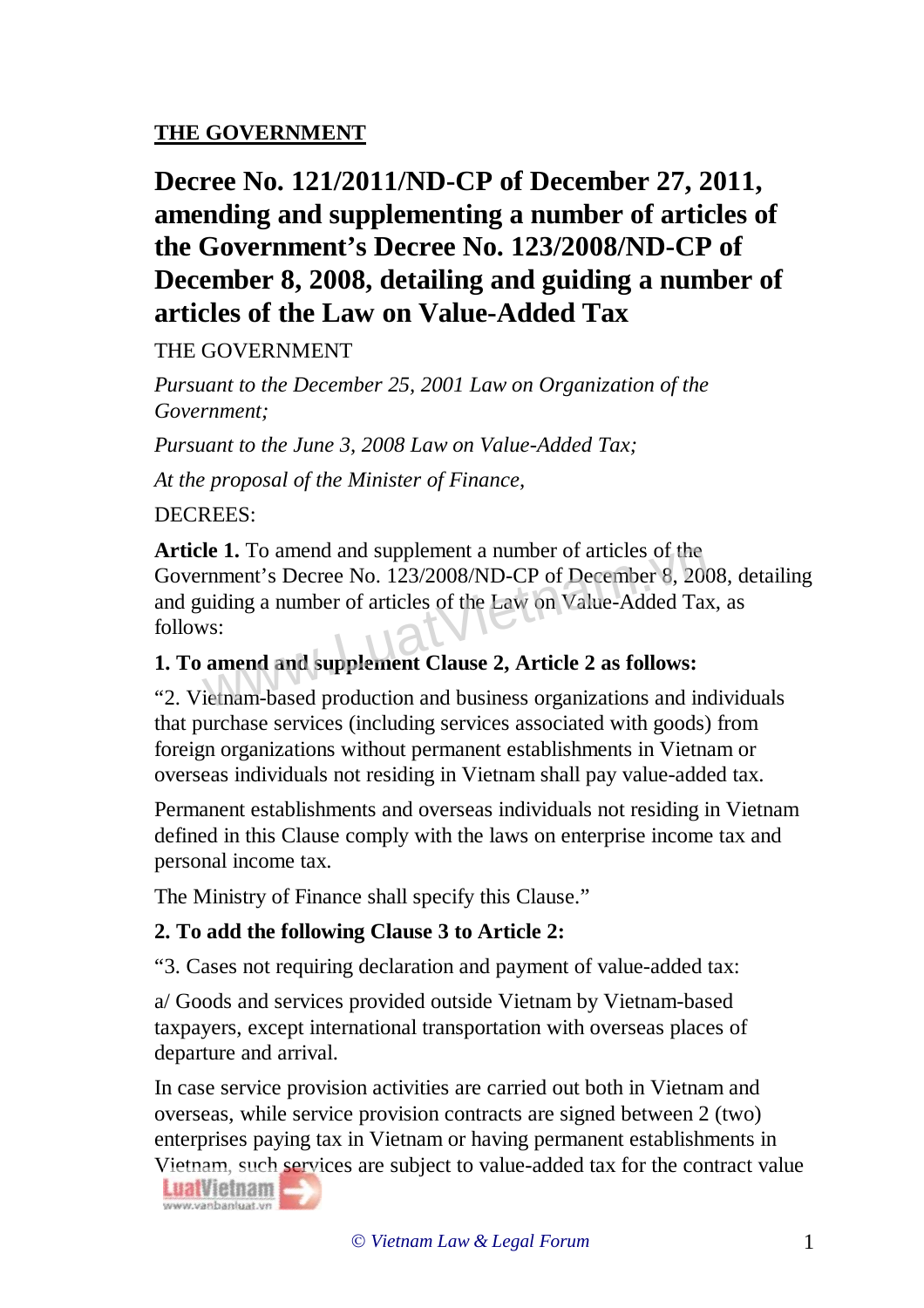**THE GOVERNMENT**

# Decree No. 121/2011/ND-CP of December 27, 2011, amending and supplementing a number of articles of the Government's Decree No. 123/2008/ND-CP of December 8, 2008, detailing and guiding a number of articles of the Law on Value-Added Tax

THE GOVERNMENT

*Pursuant to the December 25, 2001 Law on Organization of the Government;*

*Pursuant to the June 3, 2008 Law on Value-Added Tax;*

*At the proposal of the Minister of Finance,*

DECREES:

**Article 1.** To amend and supplement a number of articles of the Government's Decree No. 123/2008/ND-CP of December 8, 2008, detailing and guiding a number of articles of the Law on Value-Added Tax, as follows:

**1. To amend and supplement Clause 2, Article 2 as follows:**

"2. Vietnam-based production and business organizations and individuals that purchase services (including services associated with goods) from foreign organizations without permanent establishments in Vietnam or overseas individuals not residing in Vietnam shall pay value-added tax.

Permanent establishments and overseas individuals not residing in Vietnam defined in this Clause comply with the laws on enterprise income tax and personal income tax.

The Ministry of Finance shall specify this Clause."

**2. To add the following Clause 3 to Article 2:**

"3. Cases not requiring declaration and payment of value-added tax:

a/ Goods and services provided outside Vietnam by Vietnam-based taxpayers, except international transportation with overseas places of departure and arrival.

In case service provision activities are carried out both in Vietnam and overseas, while service provision contracts are signed between 2 (two) enterprises paying tax in Vietnam or having permanent establishments in Vietnam, such services are subject to value-added tax for the contract value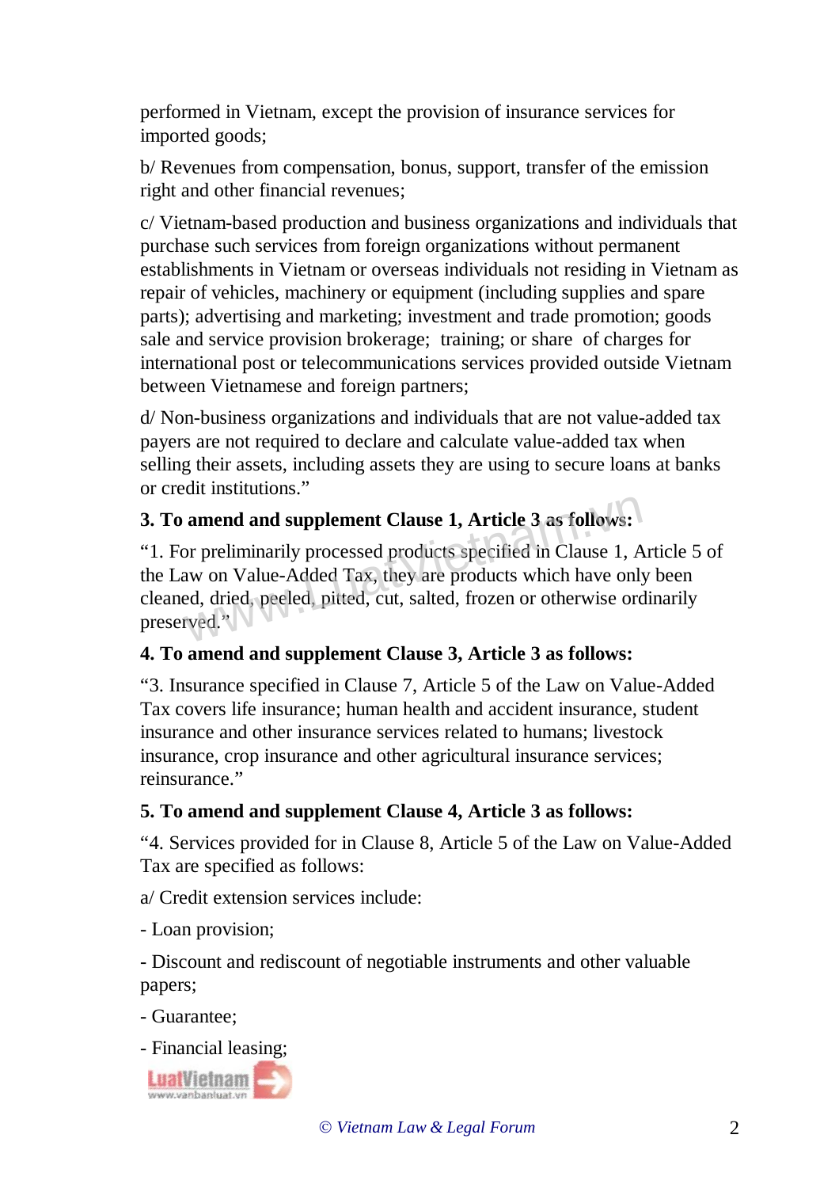performed in Vietnam, except the provision of insurance services for imported goods;

b/ Revenues from compensation, bonus, support, transfer of the emission right and other financial revenues;

c/ Vietnam-based production and business organizations and individuals that purchase such services from foreign organizations without permanent establishments in Vietnam or overseas individuals not residing in Vietnam as repair of vehicles, machinery or equipment (including supplies and spare parts); advertising and marketing; investment and trade promotion; goods sale and service provision brokerage; training; or share of charges for international post or telecommunications services provided outside Vietnam between Vietnamese and foreign partners;

d/ Non-business organizations and individuals that are not value-added tax payers are not required to declare and calculate value-added tax when selling their assets, including assets they are using to secure loans at banks or credit institutions."

**3. To amend and supplement Clause 1, Article 3 as follows:**

"1. For preliminarily processed products specified in Clause 1, Article 5 of the Law on Value-Added Tax, they are products which have only been cleaned, dried, peeled, pitted, cut, salted, frozen or otherwise ordinarily preserved."

**4. To amend and supplement Clause 3, Article 3 as follows:**

"3. Insurance specified in Clause 7, Article 5 of the Law on Value-Added Tax covers life insurance; human health and accident insurance, student insurance and other insurance services related to humans; livestock insurance, crop insurance and other agricultural insurance services; reinsurance."

**5. To amend and supplement Clause 4, Article 3 as follows:**

"4. Services provided for in Clause 8, Article 5 of the Law on Value-Added Tax are specified as follows:

a/ Credit extension services include:

- Loan provision;

- Discount and rediscount of negotiable instruments and other valuable papers;

- Guarantee;

- Financial leasing;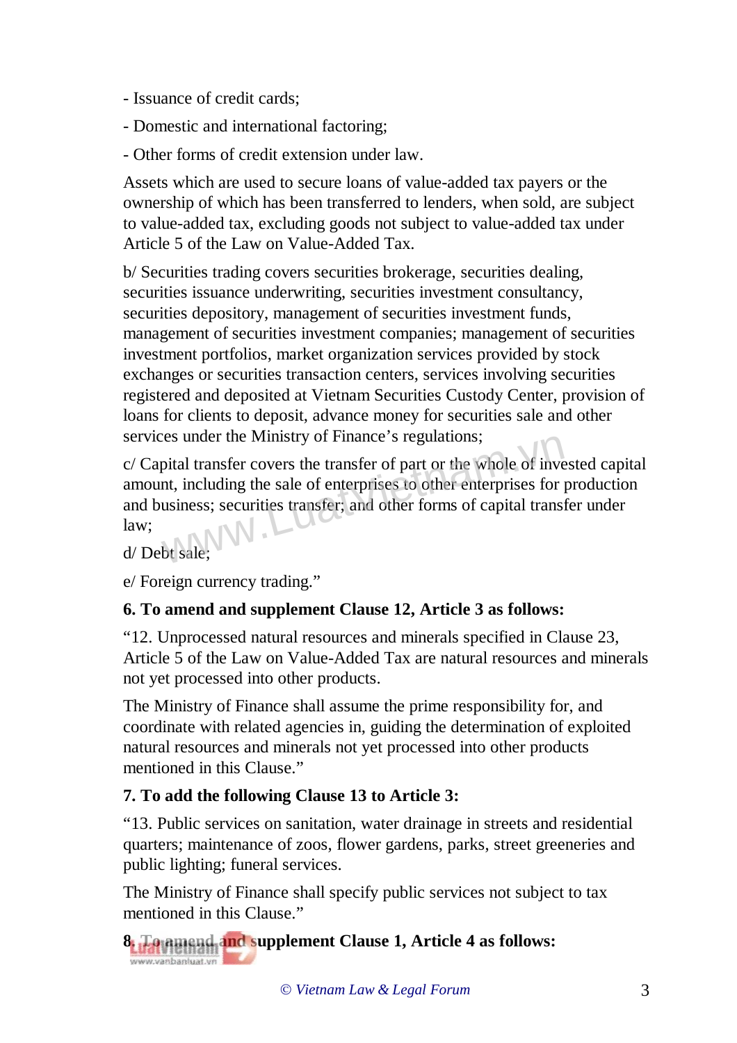- Issuance of credit cards;

- Domestic and international factoring;

- Other forms of credit extension under law.

Assets which are used to secure loans of value-added tax payers or the ownership of which has been transferred to lenders, when sold, are subject to value-added tax, excluding goods not subject to value-added tax under Article 5 of the Law on Value-Added Tax.

b/ Securities trading covers securities brokerage, securities dealing, securities issuance underwriting, securities investment consultancy, securities depository, management of securities investment funds, management of securities investment companies; management of securities investment portfolios, market organization services provided by stock exchanges or securities transaction centers, services involving securities registered and deposited at Vietnam Securities Custody Center, provision of loans for clients to deposit, advance money for securities sale and other services under the Ministry of Finance's regulations;

c/ Capital transfer covers the transfer of part or the whole of invested capital amount, including the sale of enterprises to other enterprises for production and business; securities transfer; and other forms of capital transfer under law;

d/ Debt sale;

e/ Foreign currency trading."

**6. To amend and supplement Clause 12, Article 3 as follows:**

"12. Unprocessed natural resources and minerals specified in Clause 23, Article 5 of the Law on Value-Added Tax are natural resources and minerals not yet processed into other products.

The Ministry of Finance shall assume the prime responsibility for, and coordinate with related agencies in, guiding the determination of exploited natural resources and minerals not yet processed into other products mentioned in this Clause."

**7. To add the following Clause 13 to Article 3:**

"13. Public services on sanitation, water drainage in streets and residential quarters; maintenance of zoos, flower gardens, parks, street greeneries and public lighting; funeral services.

The Ministry of Finance shall specify public services not subject to tax mentioned in this Clause."

**8. To amend and supplement Clause 1, Article 4 as follows:**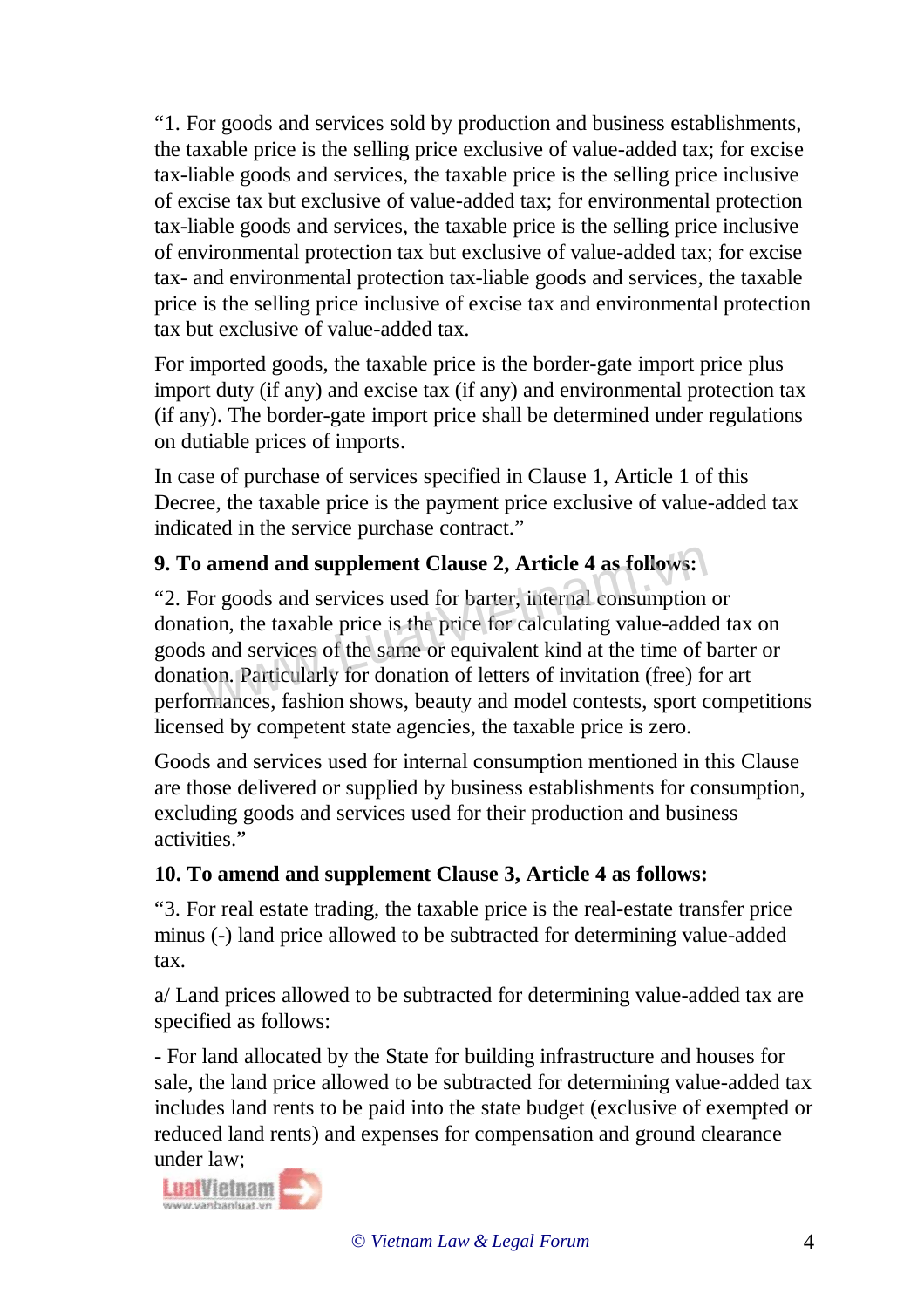"1. For goods and services sold by production and business establishments, the taxable price is the selling price exclusive of value-added tax; for excise tax-liable goods and services, the taxable price is the selling price inclusive of excise tax but exclusive of value-added tax; for environmental protection tax-liable goods and services, the taxable price is the selling price inclusive of environmental protection tax but exclusive of value-added tax; for excise tax- and environmental protection tax-liable goods and services, the taxable price is the selling price inclusive of excise tax and environmental protection tax but exclusive of value-added tax.

For imported goods, the taxable price is the border-gate import price plus import duty (if any) and excise tax (if any) and environmental protection tax (if any). The border-gate import price shall be determined under regulations on dutiable prices of imports.

In case of purchase of services specified in Clause 1, Article 1 of this Decree, the taxable price is the payment price exclusive of value-added tax indicated in the service purchase contract."

**9. To amend and supplement Clause 2, Article 4 as follows:**

"2. For goods and services used for barter, internal consumption or donation, the taxable price is the price for calculating value-added tax on goods and services of the same or equivalent kind at the time of barter or donation. Particularly for donation of letters of invitation (free) for art performances, fashion shows, beauty and model contests, sport competitions licensed by competent state agencies, the taxable price is zero.

Goods and services used for internal consumption mentioned in this Clause are those delivered or supplied by business establishments for consumption, excluding goods and services used for their production and business activities."

**10. To amend and supplement Clause 3, Article 4 as follows:**

"3. For real estate trading, the taxable price is the real-estate transfer price minus (-) land price allowed to be subtracted for determining value-added tax.

a/ Land prices allowed to be subtracted for determining value-added tax are specified as follows:

- For land allocated by the State for building infrastructure and houses for sale, the land price allowed to be subtracted for determining value-added tax includes land rents to be paid into the state budget (exclusive of exempted or reduced land rents) and expenses for compensation and ground clearance under law;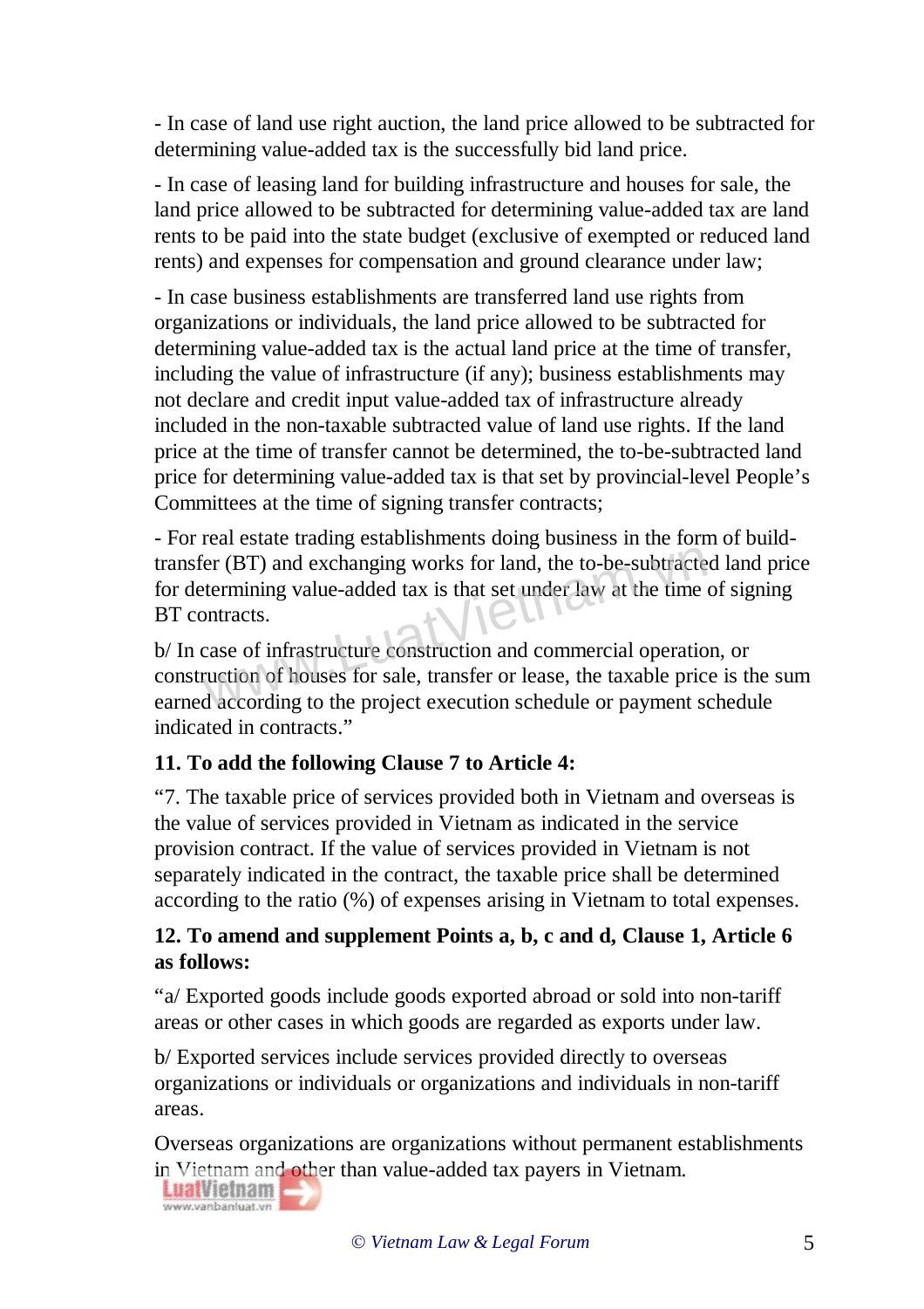- In case of land use right auction, the land price allowed to be subtracted for determining value-added tax is the successfully bid land price.

- In case of leasing land for building infrastructure and houses for sale, the land price allowed to be subtracted for determining value-added tax are land rents to be paid into the state budget (exclusive of exempted or reduced land rents) and expenses for compensation and ground clearance under law;

- In case business establishments are transferred land use rights from organizations or individuals, the land price allowed to be subtracted for determining value-added tax is the actual land price at the time of transfer, including the value of infrastructure (if any); business establishments may not declare and credit input value-added tax of infrastructure already included in the non-taxable subtracted value of land use rights. If the land price at the time of transfer cannot be determined, the to-be-subtracted land price for determining value-added tax is that set by provincial-level People's Committees at the time of signing transfer contracts;

- For real estate trading establishments doing business in the form of build-transfer (BT) and exchanging works for land, the to-be-subtracted land price for determining value-added tax is that set under law at the time of signing BT contracts.

b/ In case of infrastructure construction and commercial operation, or construction of houses for sale, transfer or lease, the taxable price is the sum earned according to the project execution schedule or payment schedule indicated in contracts."

**11. To add the following Clause 7 to Article 4:**

"7. The taxable price of services provided both in Vietnam and overseas is the value of services provided in Vietnam as indicated in the service provision contract. If the value of services provided in Vietnam is not separately indicated in the contract, the taxable price shall be determined according to the ratio (%) of expenses arising in Vietnam to total expenses.

**12. To amend and supplement Points a, b, c and d, Clause 1, Article 6 as follows:**

"a/ Exported goods include goods exported abroad or sold into non-tariff areas or other cases in which goods are regarded as exports under law.

b/ Exported services include services provided directly to overseas organizations or individuals or organizations and individuals in non-tariff areas.

Overseas organizations are organizations without permanent establishments in Vietnam and other than value-added tax payers in Vietnam.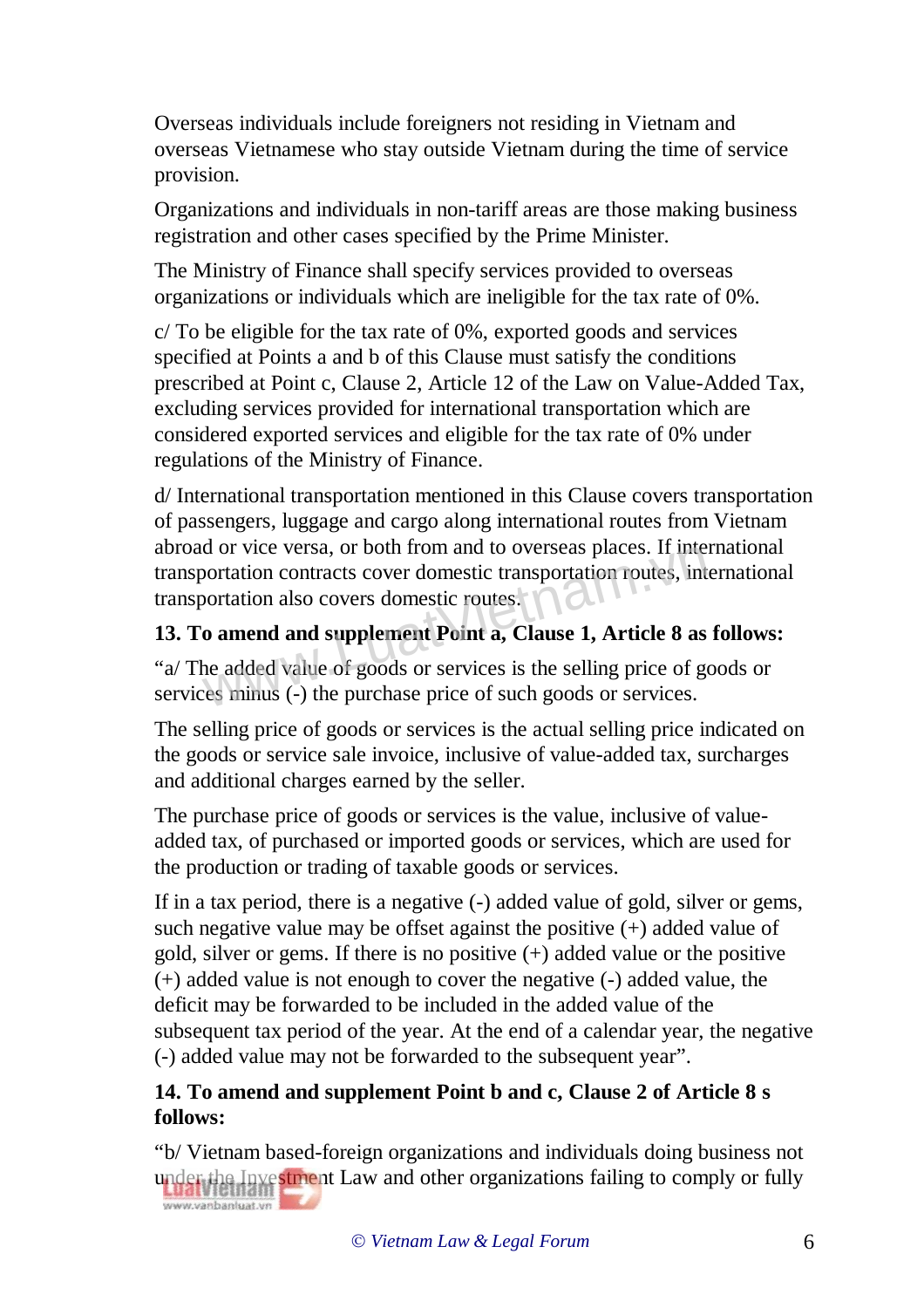Overseas individuals include foreigners not residing in Vietnam and overseas Vietnamese who stay outside Vietnam during the time of service provision.

Organizations and individuals in non-tariff areas are those making business registration and other cases specified by the Prime Minister.

The Ministry of Finance shall specify services provided to overseas organizations or individuals which are ineligible for the tax rate of 0%.

c/ To be eligible for the tax rate of 0%, exported goods and services specified at Points a and b of this Clause must satisfy the conditions prescribed at Point c, Clause 2, Article 12 of the Law on Value-Added Tax, excluding services provided for international transportation which are considered exported services and eligible for the tax rate of 0% under regulations of the Ministry of Finance.

d/ International transportation mentioned in this Clause covers transportation of passengers, luggage and cargo along international routes from Vietnam abroad or vice versa, or both from and to overseas places. If international transportation contracts cover domestic transportation routes, international transportation also covers domestic routes.

**13. To amend and supplement Point a, Clause 1, Article 8 as follows:**

"a/ The added value of goods or services is the selling price of goods or services minus (-) the purchase price of such goods or services.

The selling price of goods or services is the actual selling price indicated on the goods or service sale invoice, inclusive of value-added tax, surcharges and additional charges earned by the seller.

The purchase price of goods or services is the value, inclusive of value-added tax, of purchased or imported goods or services, which are used for the production or trading of taxable goods or services.

If in a tax period, there is a negative (-) added value of gold, silver or gems, such negative value may be offset against the positive (+) added value of gold, silver or gems. If there is no positive (+) added value or the positive (+) added value is not enough to cover the negative (-) added value, the deficit may be forwarded to be included in the added value of the subsequent tax period of the year. At the end of a calendar year, the negative (-) added value may not be forwarded to the subsequent year".

**14. To amend and supplement Point b and c, Clause 2 of Article 8 s follows:**

"b/ Vietnam based-foreign organizations and individuals doing business not under the Investment Law and other organizations failing to comply or fully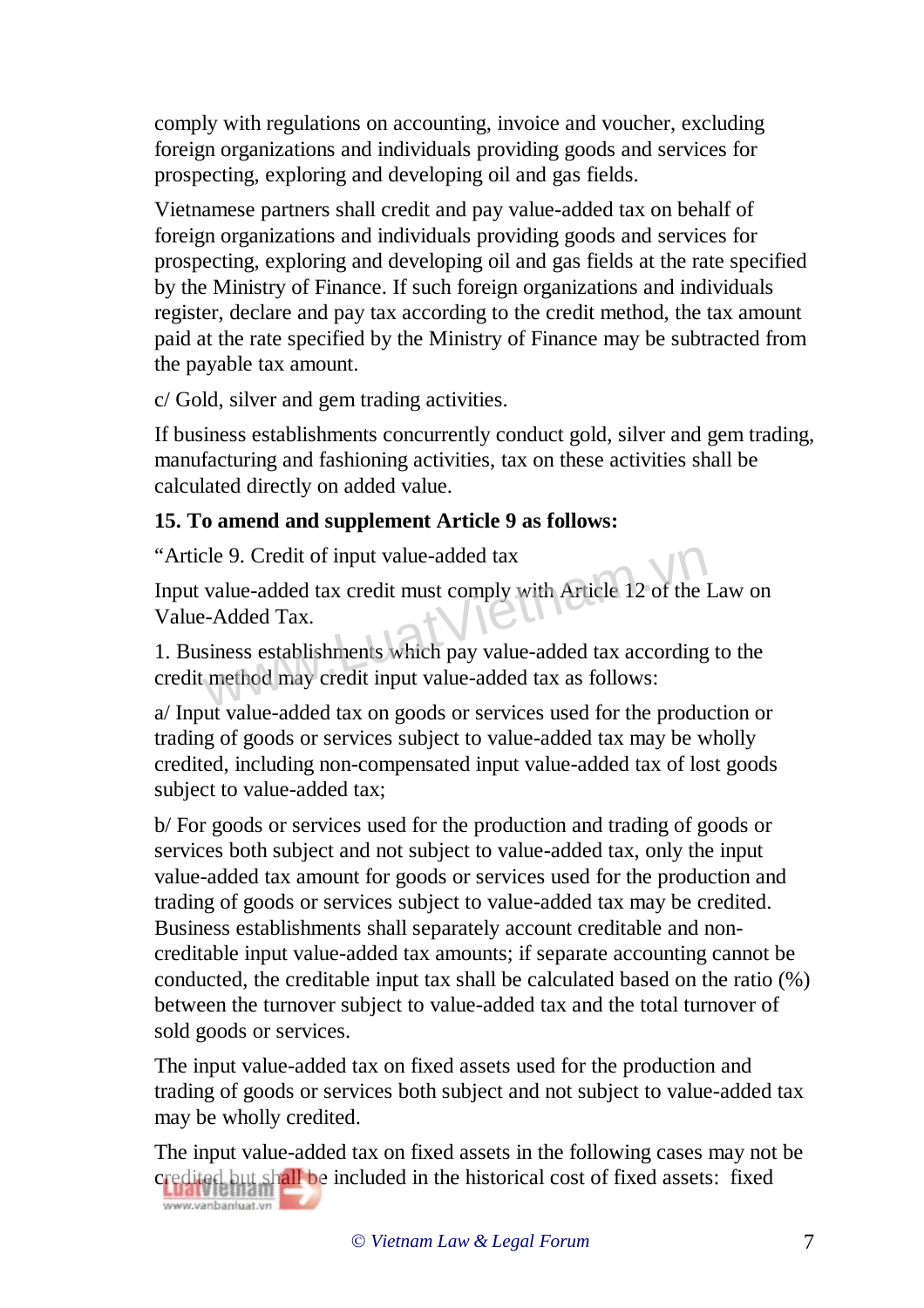comply with regulations on accounting, invoice and voucher, excluding foreign organizations and individuals providing goods and services for prospecting, exploring and developing oil and gas fields.

Vietnamese partners shall credit and pay value-added tax on behalf of foreign organizations and individuals providing goods and services for prospecting, exploring and developing oil and gas fields at the rate specified by the Ministry of Finance. If such foreign organizations and individuals register, declare and pay tax according to the credit method, the tax amount paid at the rate specified by the Ministry of Finance may be subtracted from the payable tax amount.

c/ Gold, silver and gem trading activities.

If business establishments concurrently conduct gold, silver and gem trading, manufacturing and fashioning activities, tax on these activities shall be calculated directly on added value.

**15. To amend and supplement Article 9 as follows:**

"Article 9. Credit of input value-added tax

Input value-added tax credit must comply with Article 12 of the Law on Value-Added Tax.

1. Business establishments which pay value-added tax according to the credit method may credit input value-added tax as follows:

a/ Input value-added tax on goods or services used for the production or trading of goods or services subject to value-added tax may be wholly credited, including non-compensated input value-added tax of lost goods subject to value-added tax;

b/ For goods or services used for the production and trading of goods or services both subject and not subject to value-added tax, only the input value-added tax amount for goods or services used for the production and trading of goods or services subject to value-added tax may be credited. Business establishments shall separately account creditable and non-creditable input value-added tax amounts; if separate accounting cannot be conducted, the creditable input tax shall be calculated based on the ratio (%) between the turnover subject to value-added tax and the total turnover of sold goods or services.

The input value-added tax on fixed assets used for the production and trading of goods or services both subject and not subject to value-added tax may be wholly credited.

The input value-added tax on fixed assets in the following cases may not be credited but shall be included in the historical cost of fixed assets: fixed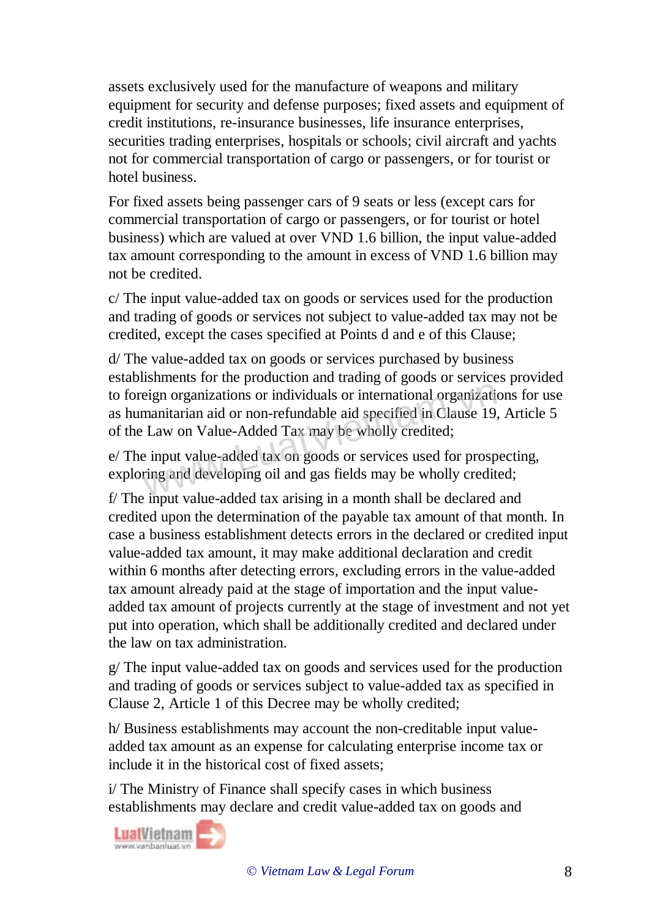assets exclusively used for the manufacture of weapons and military equipment for security and defense purposes; fixed assets and equipment of credit institutions, re-insurance businesses, life insurance enterprises, securities trading enterprises, hospitals or schools; civil aircraft and yachts not for commercial transportation of cargo or passengers, or for tourist or hotel business.

For fixed assets being passenger cars of 9 seats or less (except cars for commercial transportation of cargo or passengers, or for tourist or hotel business) which are valued at over VND 1.6 billion, the input value-added tax amount corresponding to the amount in excess of VND 1.6 billion may not be credited.

c/ The input value-added tax on goods or services used for the production and trading of goods or services not subject to value-added tax may not be credited, except the cases specified at Points d and e of this Clause;

d/ The value-added tax on goods or services purchased by business establishments for the production and trading of goods or services provided to foreign organizations or individuals or international organizations for use as humanitarian aid or non-refundable aid specified in Clause 19, Article 5 of the Law on Value-Added Tax may be wholly credited;

e/ The input value-added tax on goods or services used for prospecting, exploring and developing oil and gas fields may be wholly credited;

f/ The input value-added tax arising in a month shall be declared and credited upon the determination of the payable tax amount of that month. In case a business establishment detects errors in the declared or credited input value-added tax amount, it may make additional declaration and credit within 6 months after detecting errors, excluding errors in the value-added tax amount already paid at the stage of importation and the input value-added tax amount of projects currently at the stage of investment and not yet put into operation, which shall be additionally credited and declared under the law on tax administration.

g/ The input value-added tax on goods and services used for the production and trading of goods or services subject to value-added tax as specified in Clause 2, Article 1 of this Decree may be wholly credited;

h/ Business establishments may account the non-creditable input value-added tax amount as an expense for calculating enterprise income tax or include it in the historical cost of fixed assets;

i/ The Ministry of Finance shall specify cases in which business establishments may declare and credit value-added tax on goods and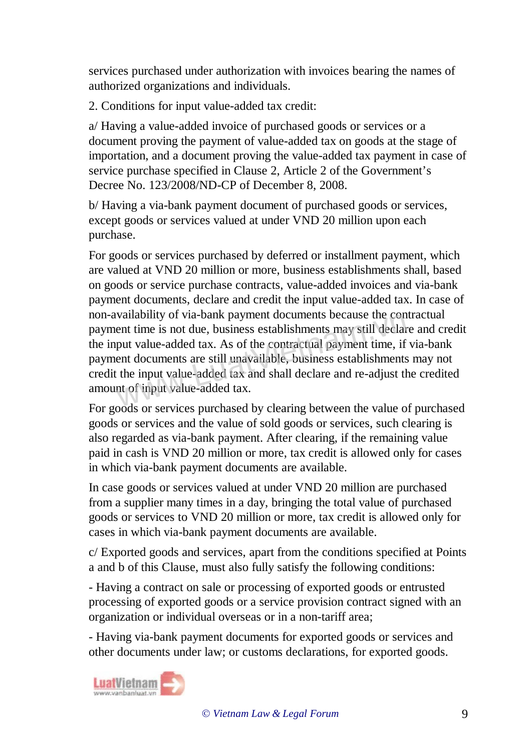services purchased under authorization with invoices bearing the names of authorized organizations and individuals.

2. Conditions for input value-added tax credit:

a/ Having a value-added invoice of purchased goods or services or a document proving the payment of value-added tax on goods at the stage of importation, and a document proving the value-added tax payment in case of service purchase specified in Clause 2, Article 2 of the Government's Decree No. 123/2008/ND-CP of December 8, 2008.

b/ Having a via-bank payment document of purchased goods or services, except goods or services valued at under VND 20 million upon each purchase.

For goods or services purchased by deferred or installment payment, which are valued at VND 20 million or more, business establishments shall, based on goods or service purchase contracts, value-added invoices and via-bank payment documents, declare and credit the input value-added tax. In case of non-availability of via-bank payment documents because the contractual payment time is not due, business establishments may still declare and credit the input value-added tax. As of the contractual payment time, if via-bank payment documents are still unavailable, business establishments may not credit the input value-added tax and shall declare and re-adjust the credited amount of input value-added tax.

For goods or services purchased by clearing between the value of purchased goods or services and the value of sold goods or services, such clearing is also regarded as via-bank payment. After clearing, if the remaining value paid in cash is VND 20 million or more, tax credit is allowed only for cases in which via-bank payment documents are available.

In case goods or services valued at under VND 20 million are purchased from a supplier many times in a day, bringing the total value of purchased goods or services to VND 20 million or more, tax credit is allowed only for cases in which via-bank payment documents are available.

c/ Exported goods and services, apart from the conditions specified at Points a and b of this Clause, must also fully satisfy the following conditions:

- Having a contract on sale or processing of exported goods or entrusted processing of exported goods or a service provision contract signed with an organization or individual overseas or in a non-tariff area;

- Having via-bank payment documents for exported goods or services and other documents under law; or customs declarations, for exported goods.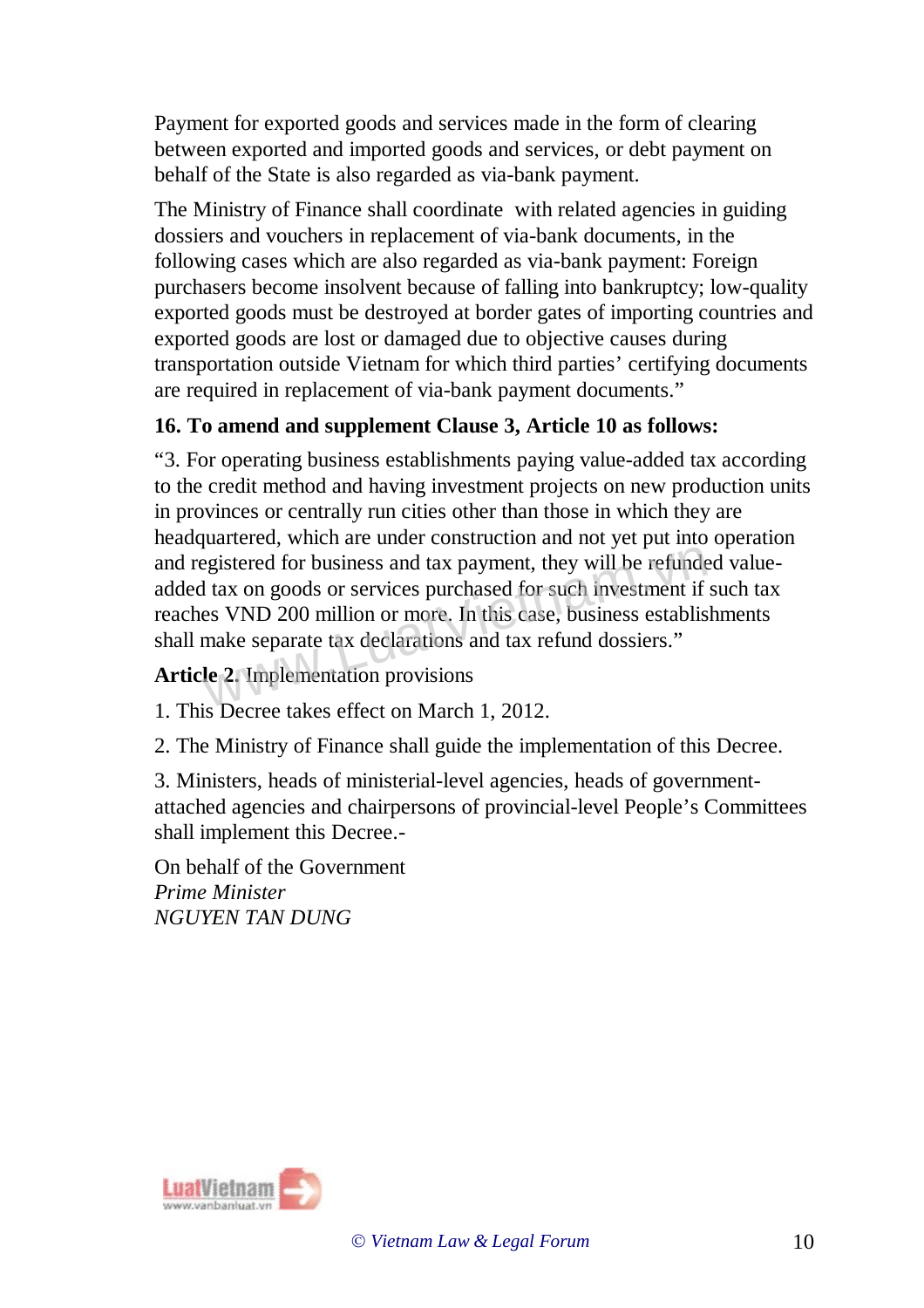Payment for exported goods and services made in the form of clearing between exported and imported goods and services, or debt payment on behalf of the State is also regarded as via-bank payment.

The Ministry of Finance shall coordinate with related agencies in guiding dossiers and vouchers in replacement of via-bank documents, in the following cases which are also regarded as via-bank payment: Foreign purchasers become insolvent because of falling into bankruptcy; low-quality exported goods must be destroyed at border gates of importing countries and exported goods are lost or damaged due to objective causes during transportation outside Vietnam for which third parties' certifying documents are required in replacement of via-bank payment documents."

**16. To amend and supplement Clause 3, Article 10 as follows:**

"3. For operating business establishments paying value-added tax according to the credit method and having investment projects on new production units in provinces or centrally run cities other than those in which they are headquartered, which are under construction and not yet put into operation and registered for business and tax payment, they will be refunded value-added tax on goods or services purchased for such investment if such tax reaches VND 200 million or more. In this case, business establishments shall make separate tax declarations and tax refund dossiers."

**Article 2.** Implementation provisions

1. This Decree takes effect on March 1, 2012.

2. The Ministry of Finance shall guide the implementation of this Decree.

3. Ministers, heads of ministerial-level agencies, heads of government-attached agencies and chairpersons of provincial-level People's Committees shall implement this Decree.-

On behalf of the Government
*Prime Minister*
*NGUYEN TAN DUNG*